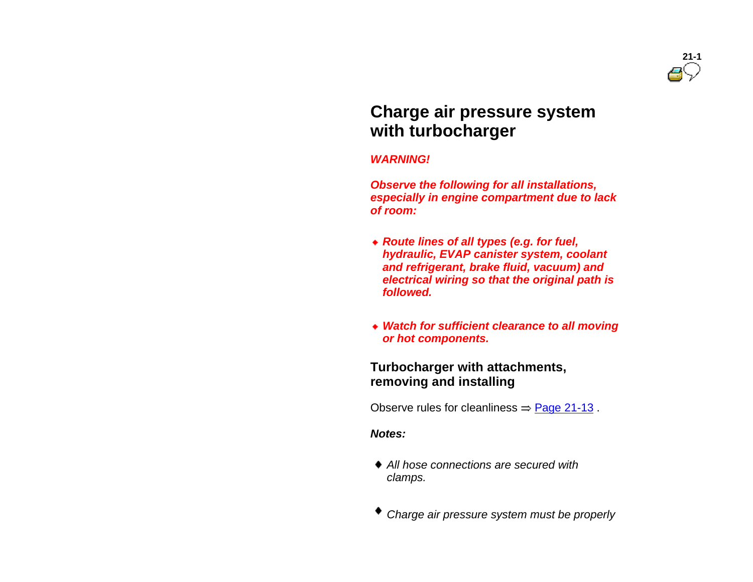# Charge air pressure system with turbocharger

***WARNING!***

***Observe the following for all installations, especially in engine compartment due to lack of room:***

- ***Route lines of all types (e.g. for fuel, hydraulic, EVAP canister system, coolant and refrigerant, brake fluid, vacuum) and electrical wiring so that the original path is followed.***
- ***Watch for sufficient clearance to all moving or hot components.***

## Turbocharger with attachments, removing and installing

Observe rules for cleanliness ⇒ Page 21-13 .

***Notes:***

- *All hose connections are secured with clamps.*
- *Charge air pressure system must be properly*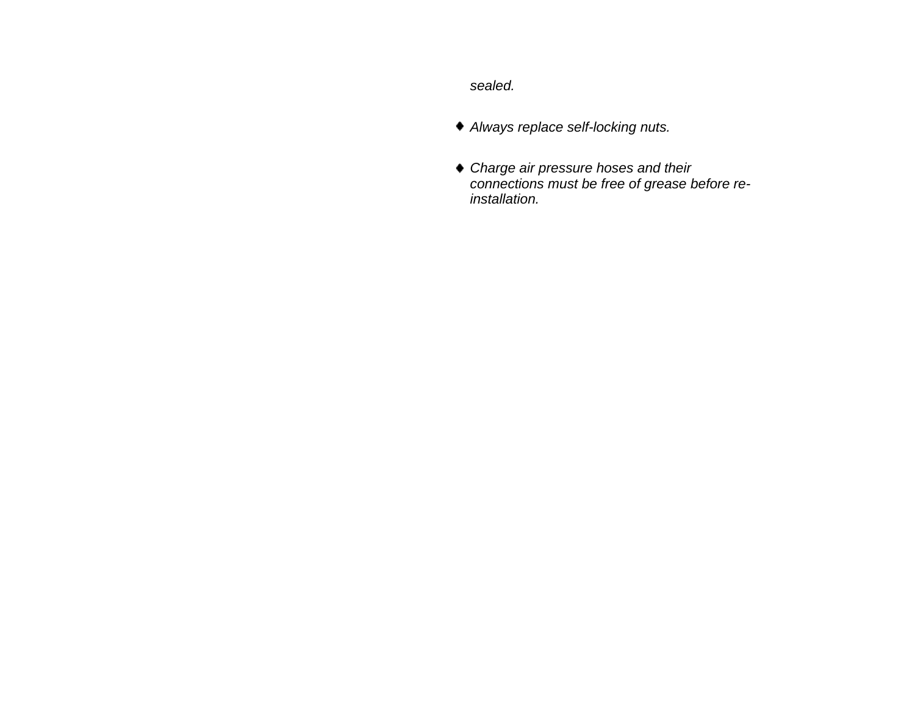*sealed.*

- *Always replace self-locking nuts.*

- *Charge air pressure hoses and their connections must be free of grease before re-installation.*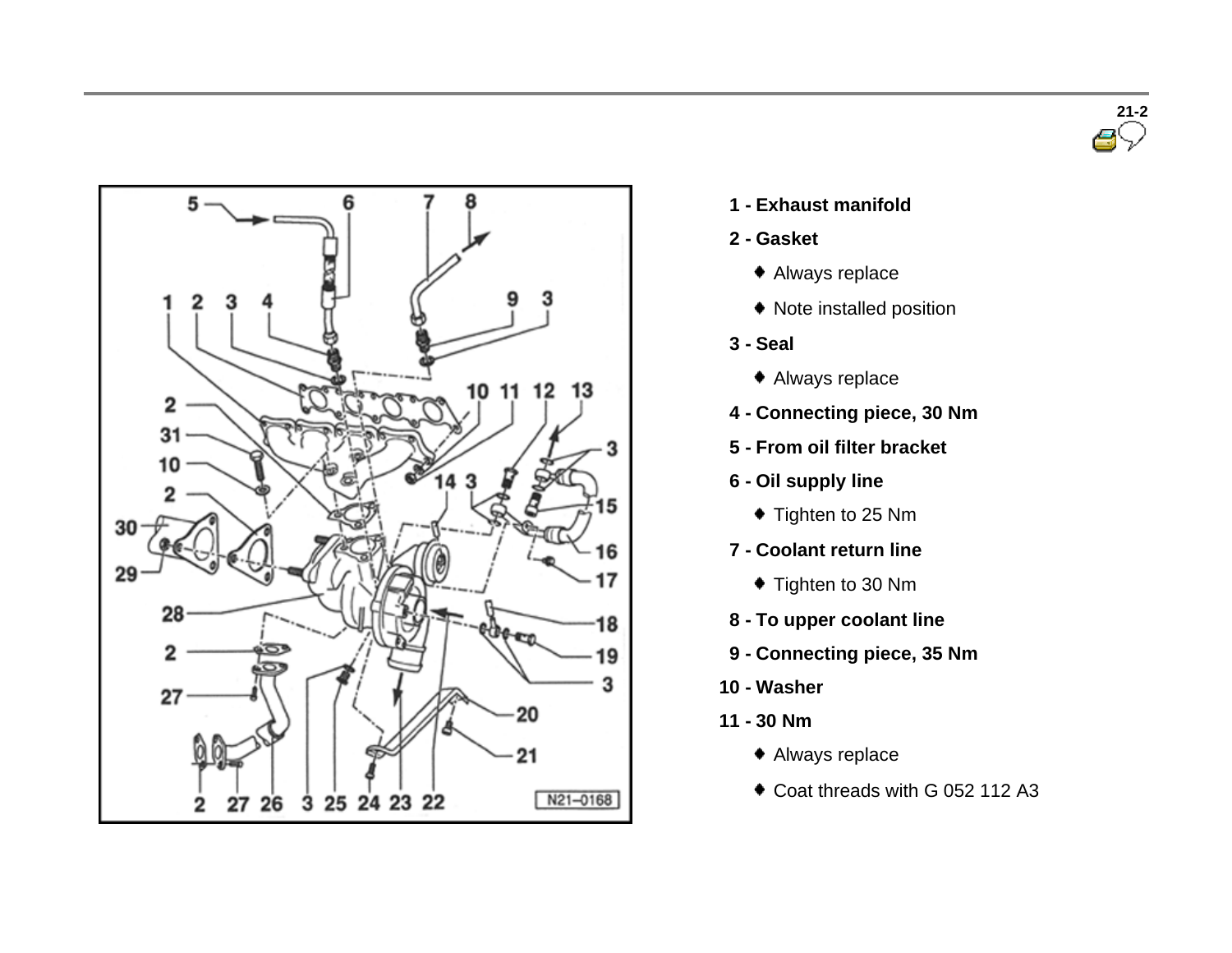1 - Exhaust manifold

2 - Gasket

- Always replace
- Note installed position

3 - Seal

- Always replace

4 - Connecting piece, 30 Nm

5 - From oil filter bracket

6 - Oil supply line

- Tighten to 25 Nm

7 - Coolant return line

- Tighten to 30 Nm

8 - To upper coolant line

9 - Connecting piece, 35 Nm

10 - Washer

11 - 30 Nm

- Always replace
- Coat threads with G 052 112 A3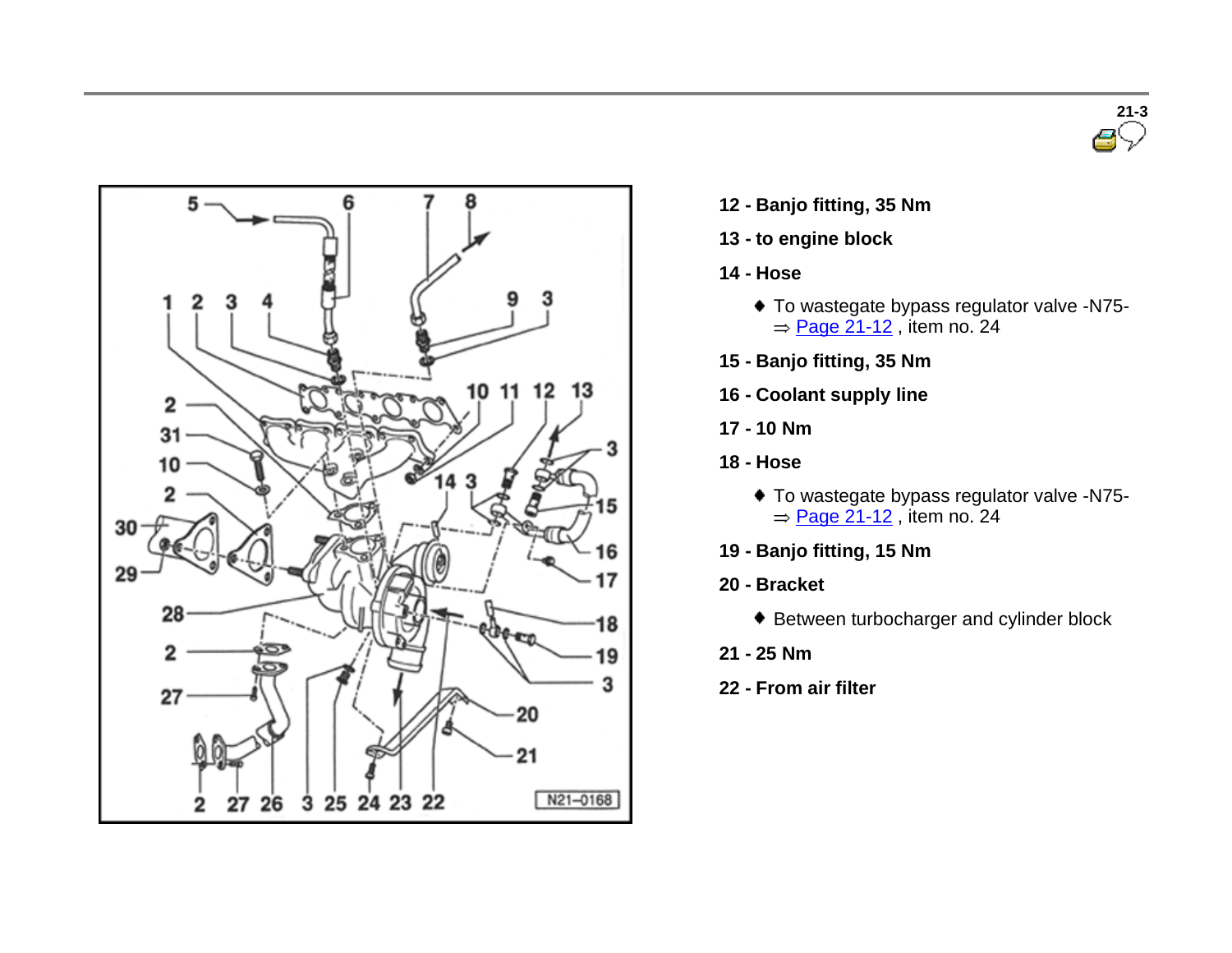- **12 - Banjo fitting, 35 Nm**
- **13 - to engine block**
- **14 - Hose**
  - To wastegate bypass regulator valve -N75- ⇒ Page 21-12 , item no. 24
- **15 - Banjo fitting, 35 Nm**
- **16 - Coolant supply line**
- **17 - 10 Nm**
- **18 - Hose**
  - To wastegate bypass regulator valve -N75- ⇒ Page 21-12 , item no. 24
- **19 - Banjo fitting, 15 Nm**
- **20 - Bracket**
  - Between turbocharger and cylinder block
- **21 - 25 Nm**
- **22 - From air filter**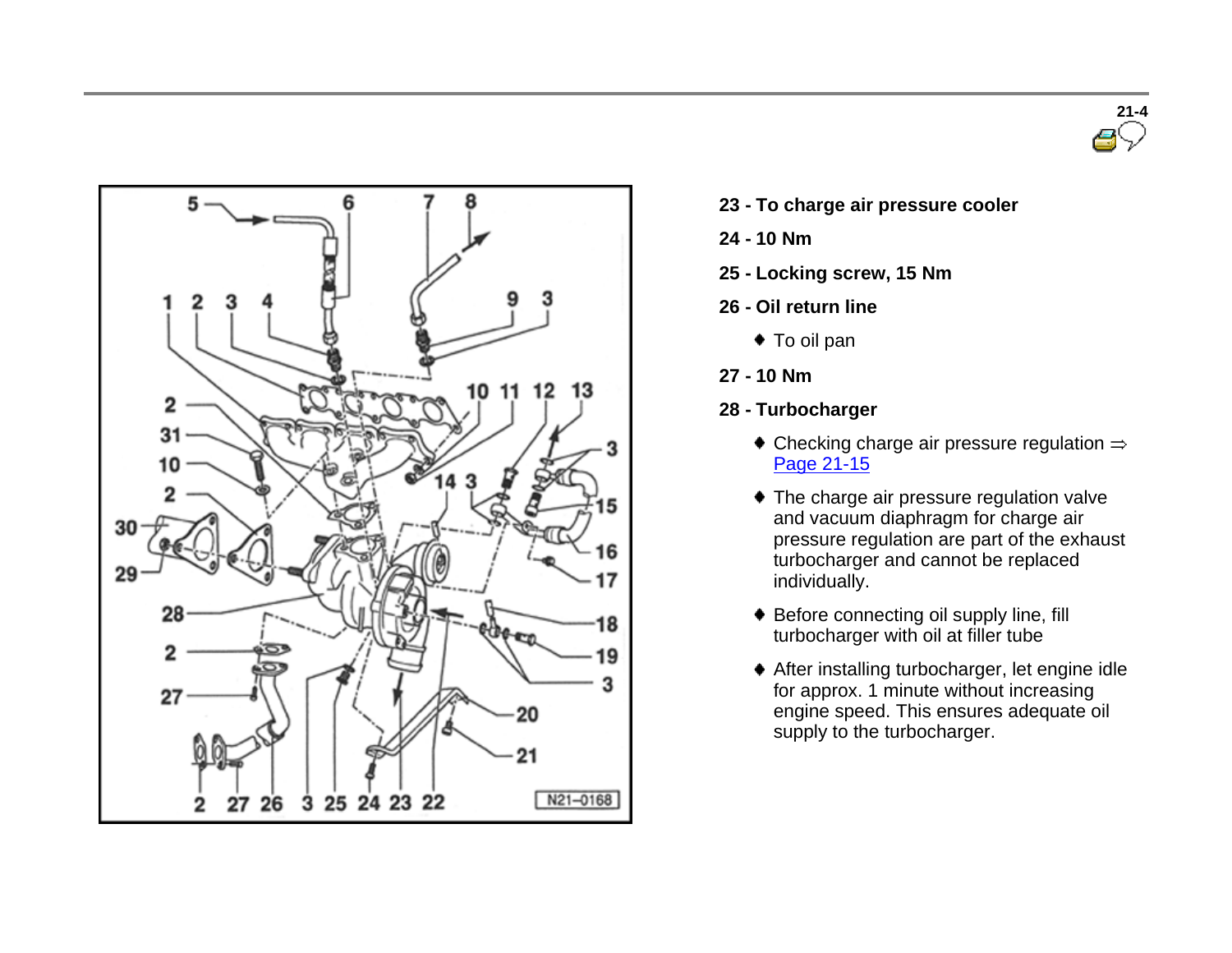**23 - To charge air pressure cooler**

**24 - 10 Nm**

**25 - Locking screw, 15 Nm**

**26 - Oil return line**

- To oil pan

**27 - 10 Nm**

**28 - Turbocharger**

- Checking charge air pressure regulation ⇒ Page 21-15
- The charge air pressure regulation valve and vacuum diaphragm for charge air pressure regulation are part of the exhaust turbocharger and cannot be replaced individually.
- Before connecting oil supply line, fill turbocharger with oil at filler tube
- After installing turbocharger, let engine idle for approx. 1 minute without increasing engine speed. This ensures adequate oil supply to the turbocharger.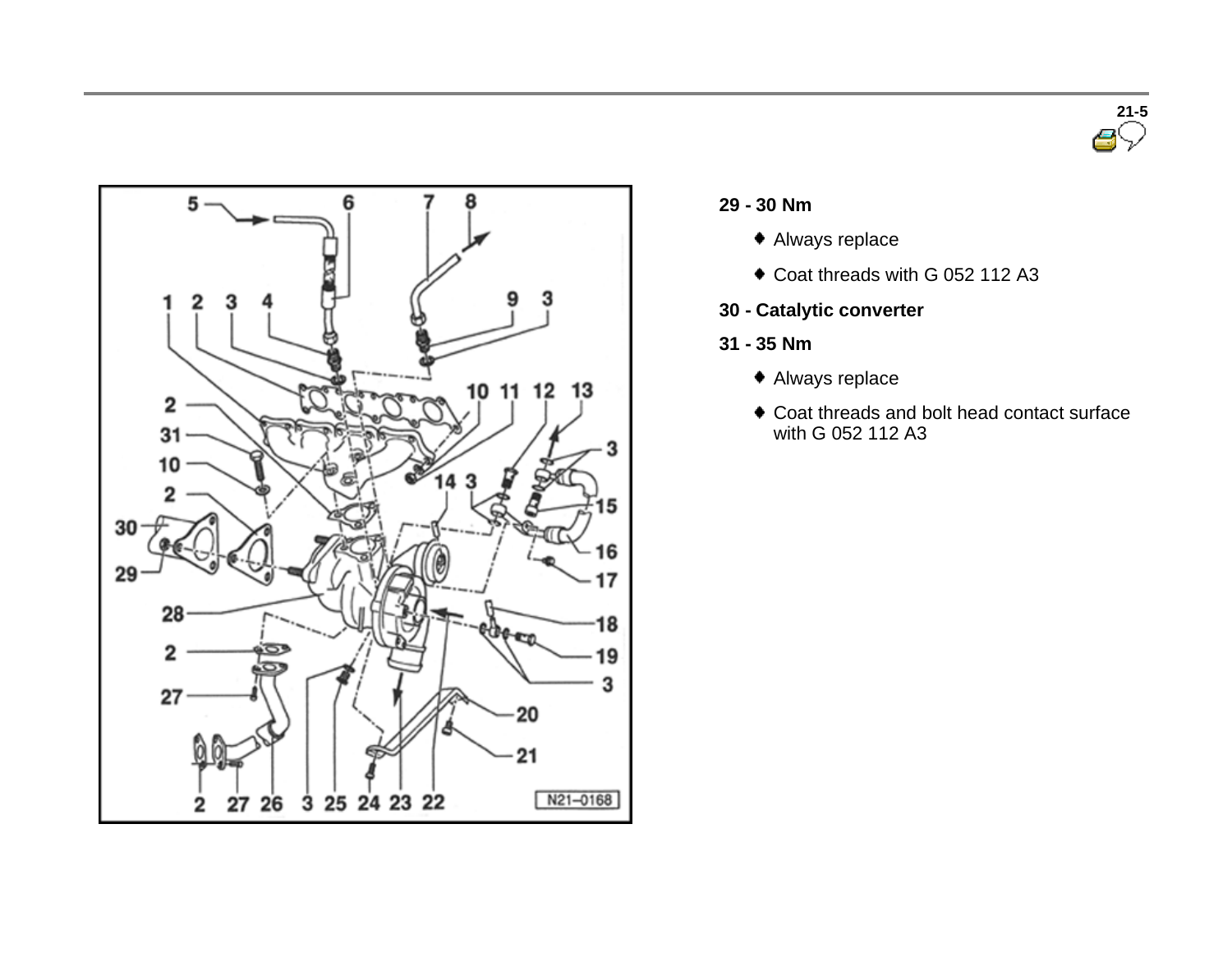**29 - 30 Nm**

- Always replace
- Coat threads with G 052 112 A3

**30 - Catalytic converter**

**31 - 35 Nm**

- Always replace
- Coat threads and bolt head contact surface with G 052 112 A3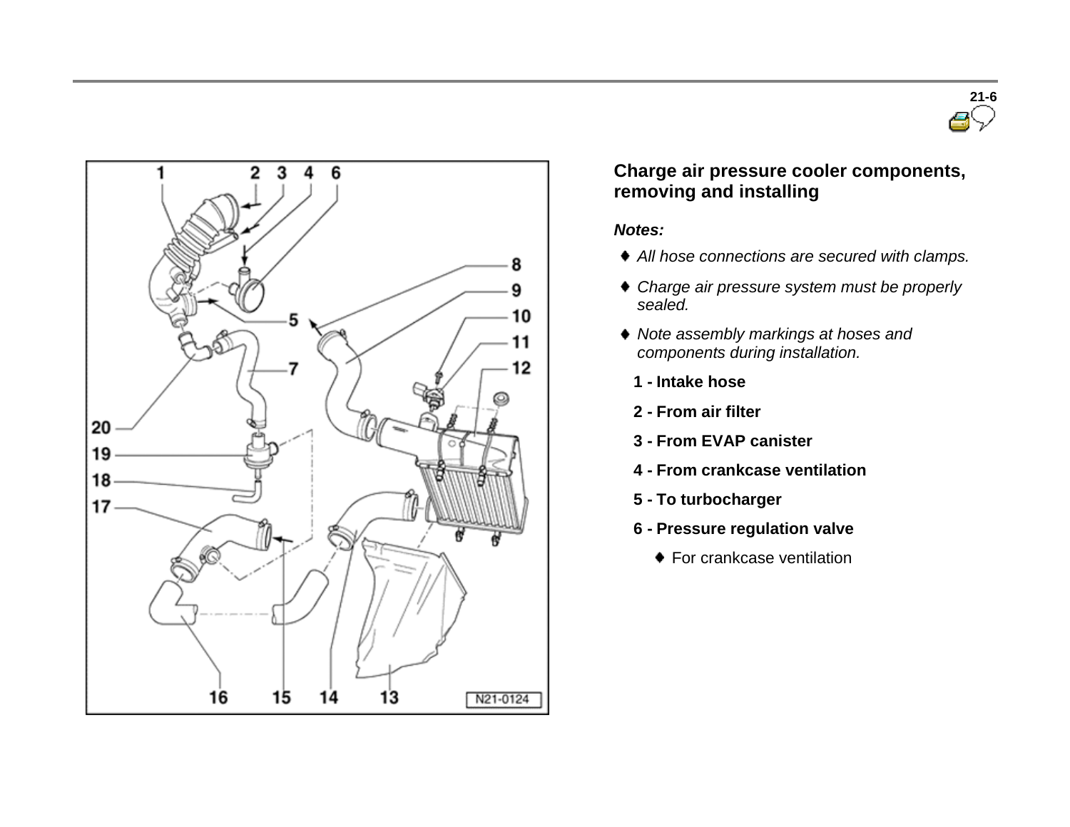## Charge air pressure cooler components, removing and installing

***Notes:***

- *All hose connections are secured with clamps.*
- *Charge air pressure system must be properly sealed.*
- *Note assembly markings at hoses and components during installation.*

**1 - Intake hose**

**2 - From air filter**

**3 - From EVAP canister**

**4 - From crankcase ventilation**

**5 - To turbocharger**

**6 - Pressure regulation valve**

- For crankcase ventilation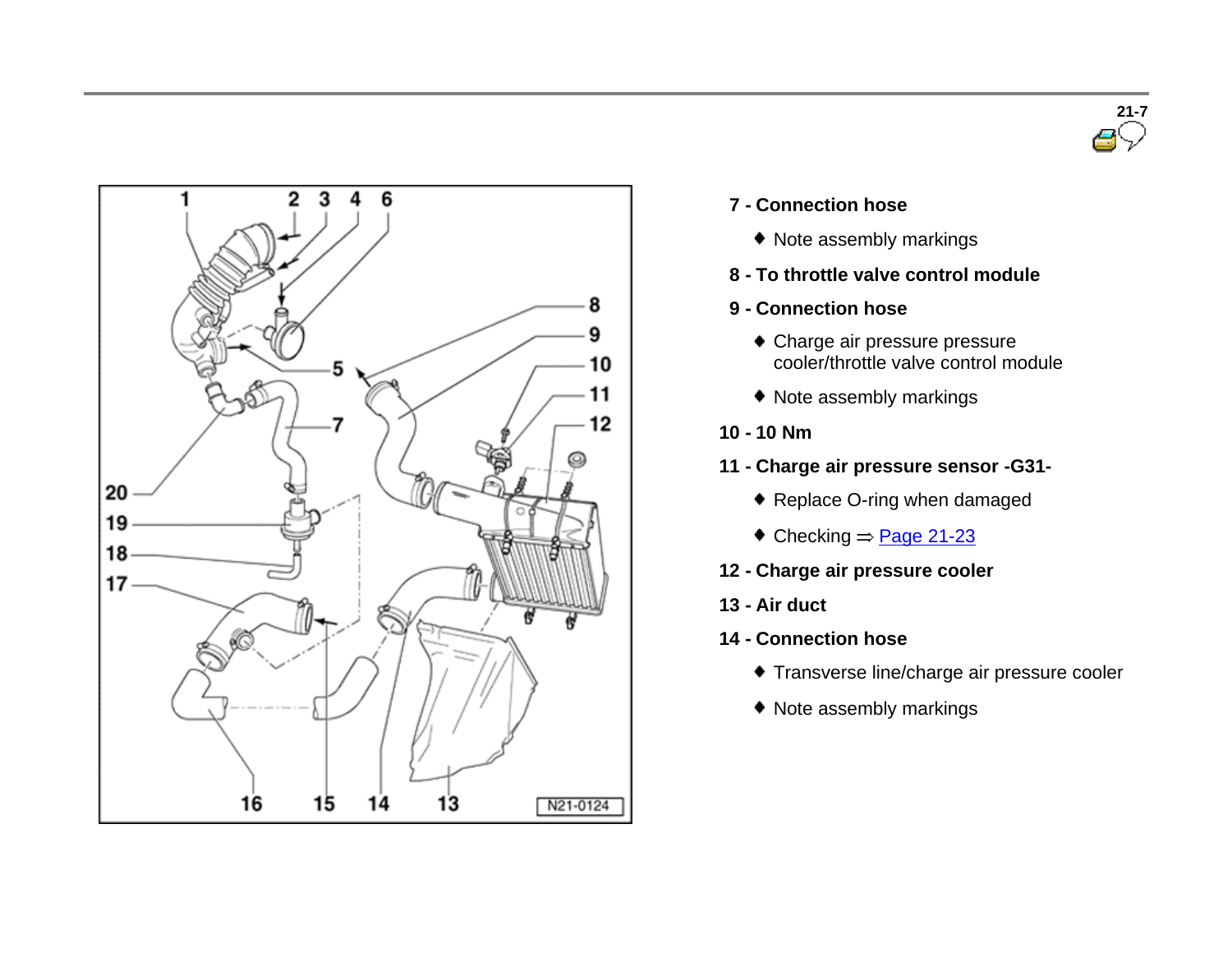**7 - Connection hose**

- Note assembly markings

**8 - To throttle valve control module**

**9 - Connection hose**

- Charge air pressure pressure cooler/throttle valve control module
- Note assembly markings

**10 - 10 Nm**

**11 - Charge air pressure sensor -G31-**

- Replace O-ring when damaged
- Checking ⇒ Page 21-23

**12 - Charge air pressure cooler**

**13 - Air duct**

**14 - Connection hose**

- Transverse line/charge air pressure cooler
- Note assembly markings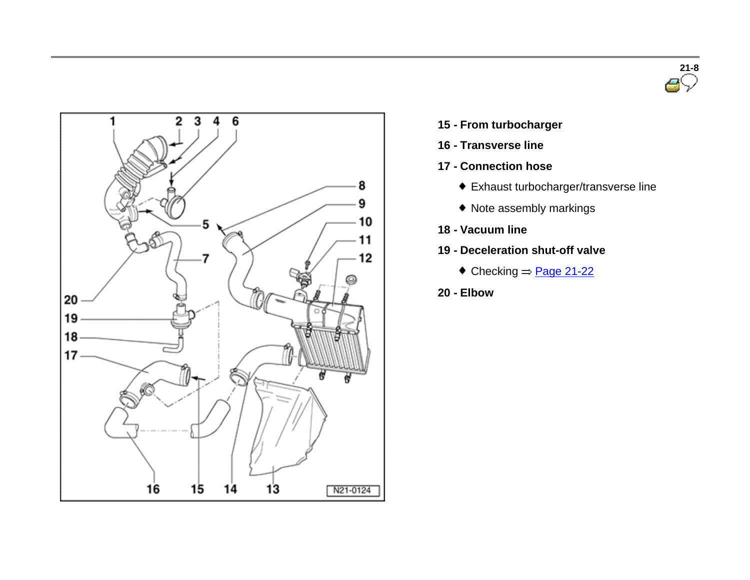**15 - From turbocharger**

**16 - Transverse line**

**17 - Connection hose**

- Exhaust turbocharger/transverse line
- Note assembly markings

**18 - Vacuum line**

**19 - Deceleration shut-off valve**

- Checking ⇒ Page 21-22

**20 - Elbow**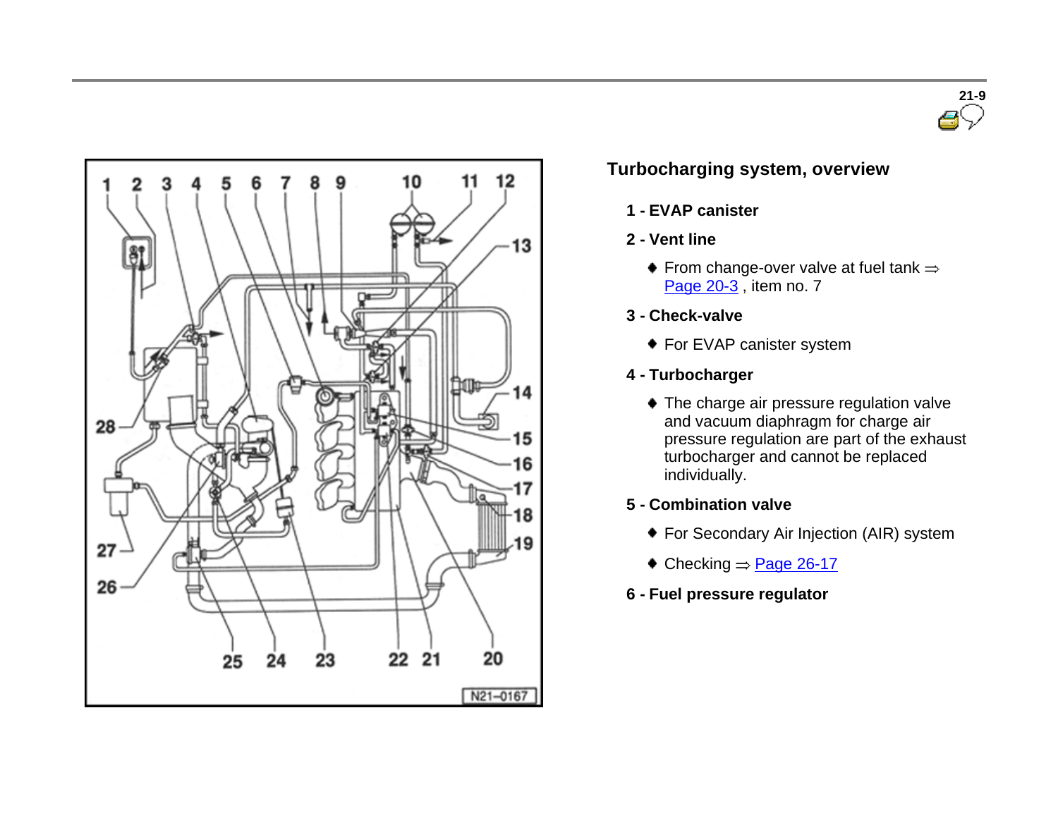## Turbocharging system, overview

**1 - EVAP canister**

**2 - Vent line**

- From change-over valve at fuel tank ⇒ Page 20-3 , item no. 7

**3 - Check-valve**

- For EVAP canister system

**4 - Turbocharger**

- The charge air pressure regulation valve and vacuum diaphragm for charge air pressure regulation are part of the exhaust turbocharger and cannot be replaced individually.

**5 - Combination valve**

- For Secondary Air Injection (AIR) system
- Checking ⇒ Page 26-17

**6 - Fuel pressure regulator**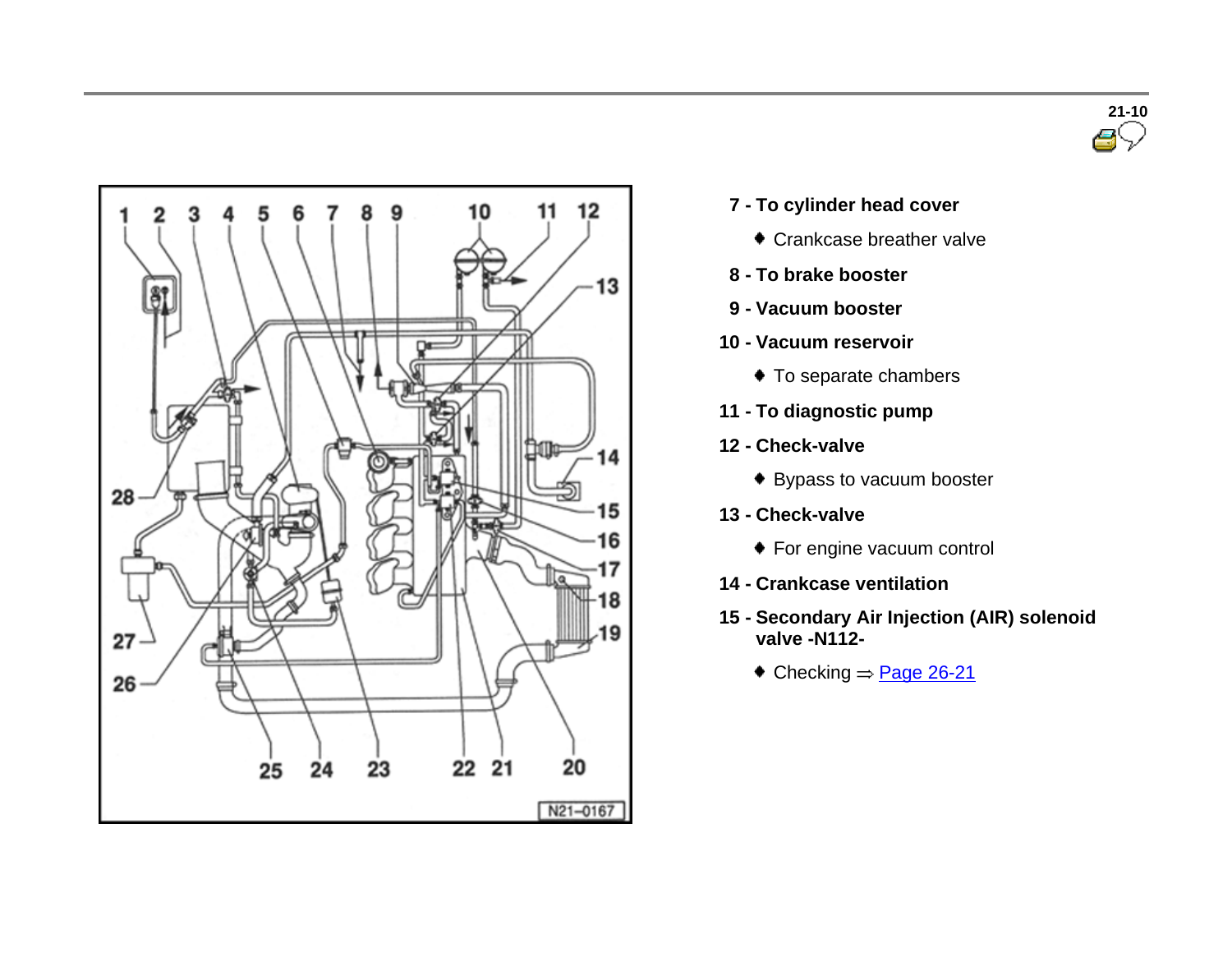**7 - To cylinder head cover**

- Crankcase breather valve

**8 - To brake booster**

**9 - Vacuum booster**

**10 - Vacuum reservoir**

- To separate chambers

**11 - To diagnostic pump**

**12 - Check-valve**

- Bypass to vacuum booster

**13 - Check-valve**

- For engine vacuum control

**14 - Crankcase ventilation**

**15 - Secondary Air Injection (AIR) solenoid valve -N112-**

- Checking ⇒ Page 26-21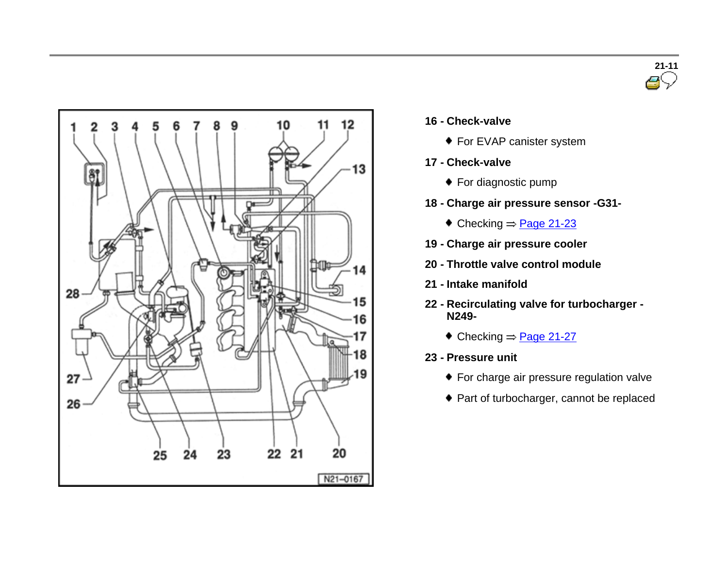**16 - Check-valve**

- For EVAP canister system

**17 - Check-valve**

- For diagnostic pump

**18 - Charge air pressure sensor -G31-**

- Checking ⇒ Page 21-23

**19 - Charge air pressure cooler**

**20 - Throttle valve control module**

**21 - Intake manifold**

**22 - Recirculating valve for turbocharger - N249-**

- Checking ⇒ Page 21-27

**23 - Pressure unit**

- For charge air pressure regulation valve
- Part of turbocharger, cannot be replaced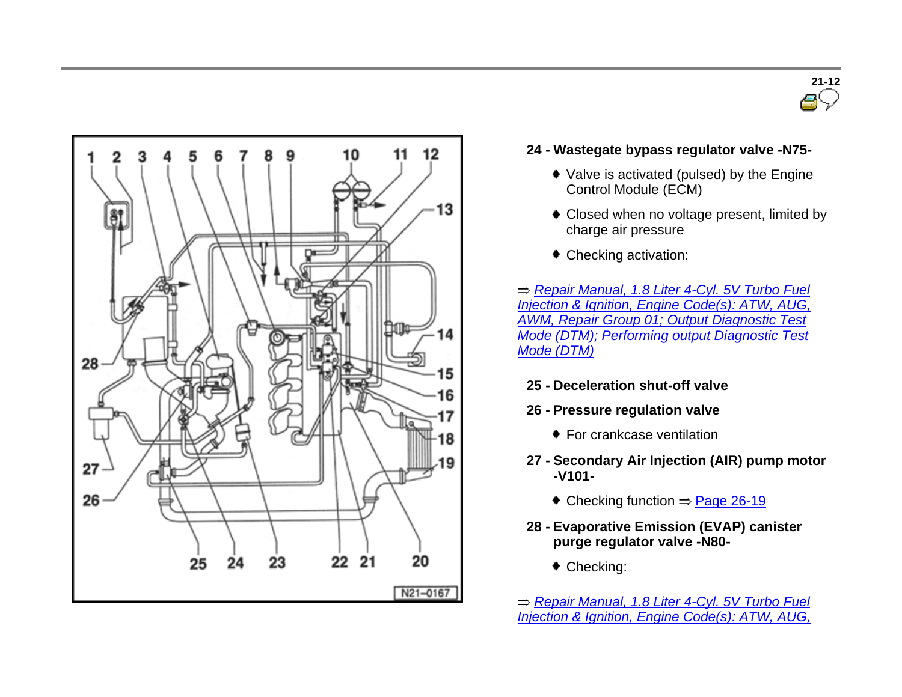**24 - Wastegate bypass regulator valve -N75-**

- Valve is activated (pulsed) by the Engine Control Module (ECM)
- Closed when no voltage present, limited by charge air pressure
- Checking activation:

⇒ *Repair Manual, 1.8 Liter 4-Cyl. 5V Turbo Fuel Injection & Ignition, Engine Code(s): ATW, AUG, AWM, Repair Group 01; Output Diagnostic Test Mode (DTM); Performing output Diagnostic Test Mode (DTM)*

**25 - Deceleration shut-off valve**

**26 - Pressure regulation valve**

- For crankcase ventilation

**27 - Secondary Air Injection (AIR) pump motor -V101-**

- Checking function ⇒ Page 26-19

**28 - Evaporative Emission (EVAP) canister purge regulator valve -N80-**

- Checking:

⇒ *Repair Manual, 1.8 Liter 4-Cyl. 5V Turbo Fuel Injection & Ignition, Engine Code(s): ATW, AUG,*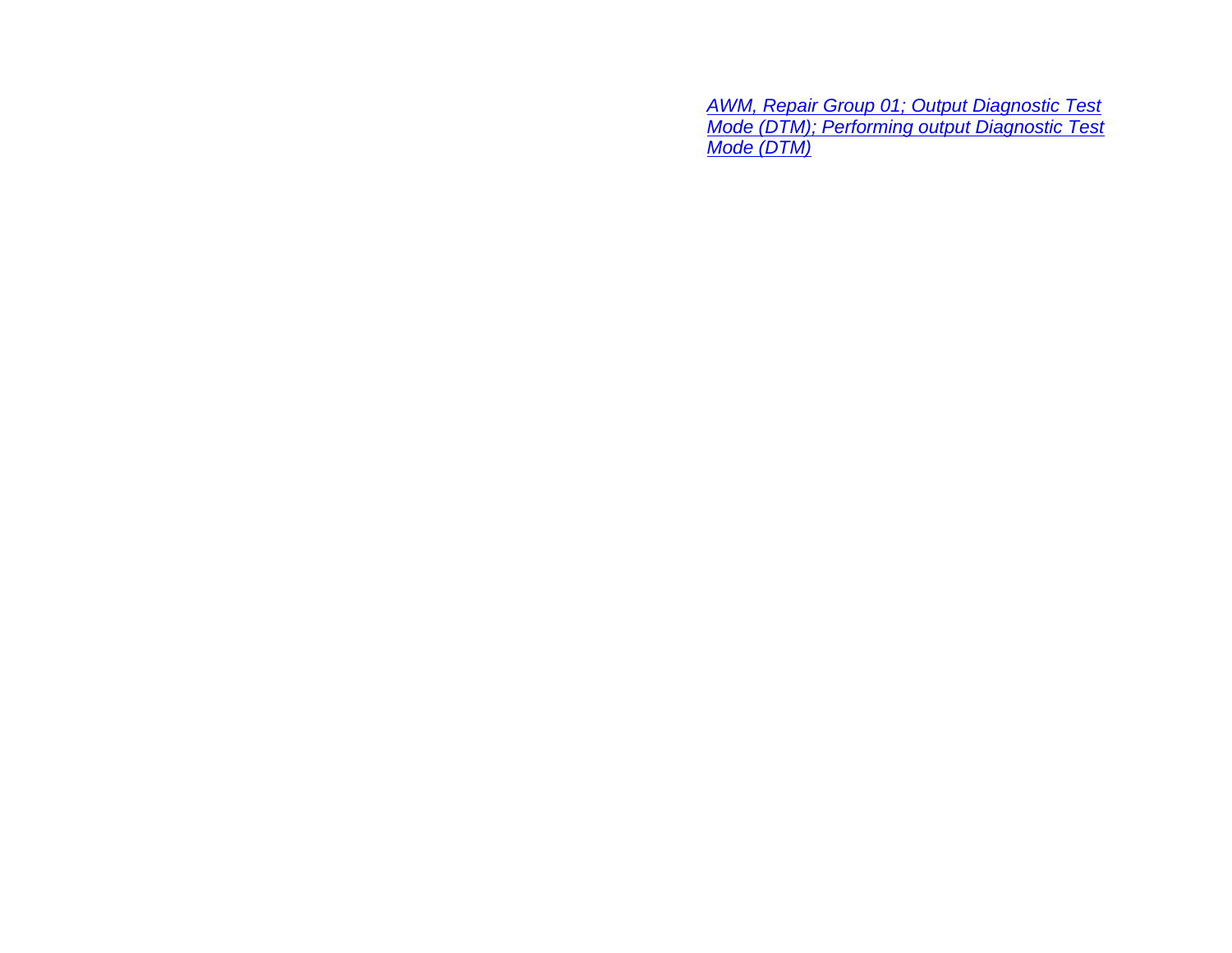*AWM, Repair Group 01; Output Diagnostic Test Mode (DTM); Performing output Diagnostic Test Mode (DTM)*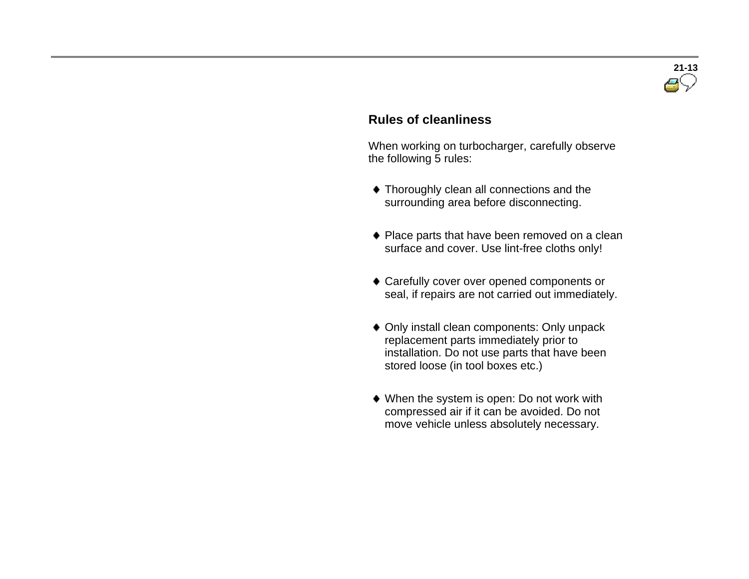## Rules of cleanliness

When working on turbocharger, carefully observe the following 5 rules:

- Thoroughly clean all connections and the surrounding area before disconnecting.
- Place parts that have been removed on a clean surface and cover. Use lint-free cloths only!
- Carefully cover over opened components or seal, if repairs are not carried out immediately.
- Only install clean components: Only unpack replacement parts immediately prior to installation. Do not use parts that have been stored loose (in tool boxes etc.)
- When the system is open: Do not work with compressed air if it can be avoided. Do not move vehicle unless absolutely necessary.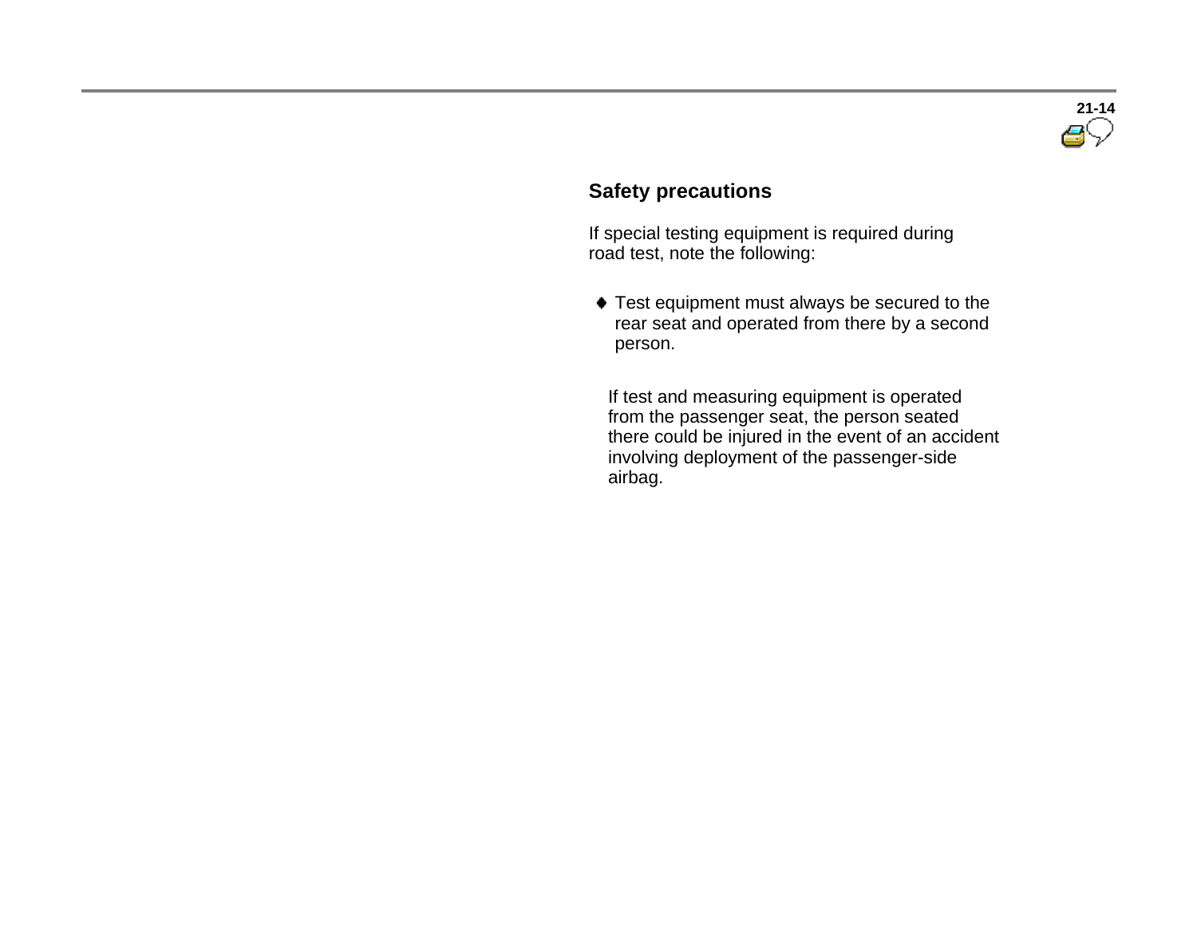## Safety precautions

If special testing equipment is required during road test, note the following:

- Test equipment must always be secured to the rear seat and operated from there by a second person.

  If test and measuring equipment is operated from the passenger seat, the person seated there could be injured in the event of an accident involving deployment of the passenger-side airbag.